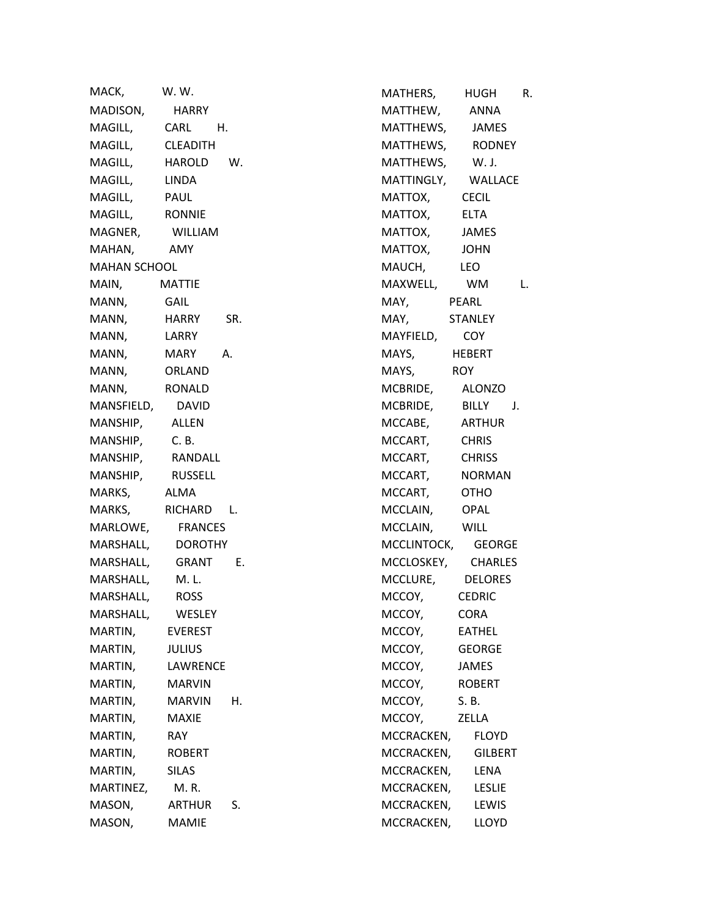MACK, W. W.
MADISON, HARRY
MAGILL, CARL H.
MAGILL, CLEADITH
MAGILL, HAROLD W.
MAGILL, LINDA
MAGILL, PAUL
MAGILL, RONNIE
MAGNER, WILLIAM
MAHAN, AMY
MAHAN SCHOOL
MAIN, MATTIE
MANN, GAIL
MANN, HARRY SR.
MANN, LARRY
MANN, MARY A.
MANN, ORLAND
MANN, RONALD
MANSFIELD, DAVID
MANSHIP, ALLEN
MANSHIP, C. B.
MANSHIP, RANDALL
MANSHIP, RUSSELL
MARKS, ALMA
MARKS, RICHARD L.
MARLOWE, FRANCES
MARSHALL, DOROTHY
MARSHALL, GRANT E.
MARSHALL, M. L.
MARSHALL, ROSS
MARSHALL, WESLEY
MARTIN, EVEREST
MARTIN, JULIUS
MARTIN, LAWRENCE
MARTIN, MARVIN
MARTIN, MARVIN H.
MARTIN, MAXIE
MARTIN, RAY
MARTIN, ROBERT
MARTIN, SILAS
MARTINEZ, M. R.
MASON, ARTHUR S.
MASON, MAMIE
MATHERS, HUGH R.
MATTHEW, ANNA
MATTHEWS, JAMES
MATTHEWS, RODNEY
MATTHEWS, W. J.
MATTINGLY, WALLACE
MATTOX, CECIL
MATTOX, ELTA
MATTOX, JAMES
MATTOX, JOHN
MAUCH, LEO
MAXWELL, WM L.
MAY, PEARL
MAY, STANLEY
MAYFIELD, COY
MAYS, HEBERT
MAYS, ROY
MCBRIDE, ALONZO
MCBRIDE, BILLY J.
MCCABE, ARTHUR
MCCART, CHRIS
MCCART, CHRISS
MCCART, NORMAN
MCCART, OTHO
MCCLAIN, OPAL
MCCLAIN, WILL
MCCLINTOCK, GEORGE
MCCLOSKEY, CHARLES
MCCLURE, DELORES
MCCOY, CEDRIC
MCCOY, CORA
MCCOY, EATHEL
MCCOY, GEORGE
MCCOY, JAMES
MCCOY, ROBERT
MCCOY, S. B.
MCCOY, ZELLA
MCCRACKEN, FLOYD
MCCRACKEN, GILBERT
MCCRACKEN, LENA
MCCRACKEN, LESLIE
MCCRACKEN, LEWIS
MCCRACKEN, LLOYD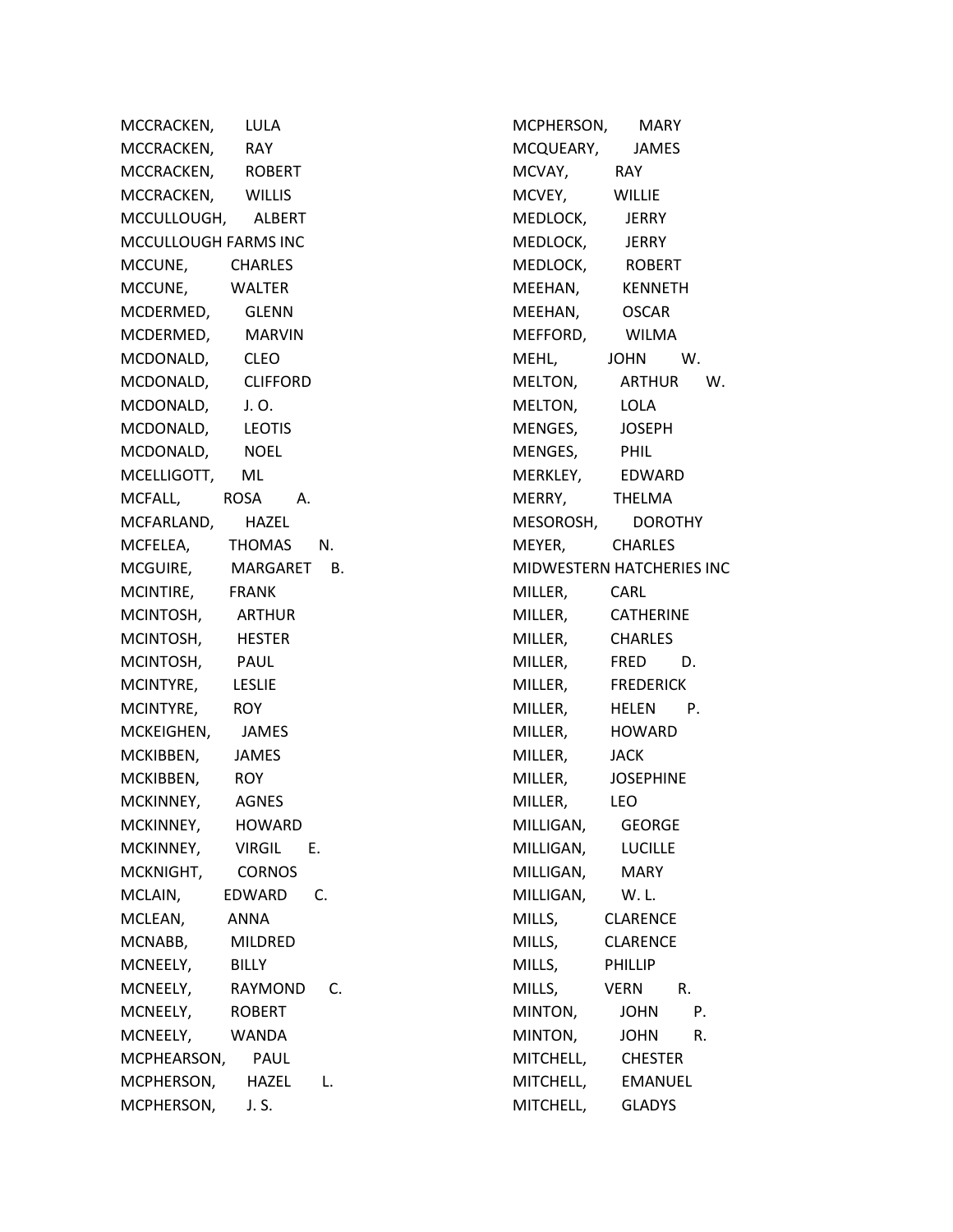MCCRACKEN, LULA
MCCRACKEN, RAY
MCCRACKEN, ROBERT
MCCRACKEN, WILLIS
MCCULLOUGH, ALBERT
MCCULLOUGH FARMS INC
MCCUNE, CHARLES
MCCUNE, WALTER
MCDERMED, GLENN
MCDERMED, MARVIN
MCDONALD, CLEO
MCDONALD, CLIFFORD
MCDONALD, J. O.
MCDONALD, LEOTIS
MCDONALD, NOEL
MCELLIGOTT, ML
MCFALL, ROSA A.
MCFARLAND, HAZEL
MCFELEA, THOMAS N.
MCGUIRE, MARGARET B.
MCINTIRE, FRANK
MCINTOSH, ARTHUR
MCINTOSH, HESTER
MCINTOSH, PAUL
MCINTYRE, LESLIE
MCINTYRE, ROY
MCKEIGHEN, JAMES
MCKIBBEN, JAMES
MCKIBBEN, ROY
MCKINNEY, AGNES
MCKINNEY, HOWARD
MCKINNEY, VIRGIL E.
MCKNIGHT, CORNOS
MCLAIN, EDWARD C.
MCLEAN, ANNA
MCNABB, MILDRED
MCNEELY, BILLY
MCNEELY, RAYMOND C.
MCNEELY, ROBERT
MCNEELY, WANDA
MCPHEARSON, PAUL
MCPHERSON, HAZEL L.
MCPHERSON, J. S.
MCPHERSON, MARY
MCQUEARY, JAMES
MCVAY, RAY
MCVEY, WILLIE
MEDLOCK, JERRY
MEDLOCK, JERRY
MEDLOCK, ROBERT
MEEHAN, KENNETH
MEEHAN, OSCAR
MEFFORD, WILMA
MEHL, JOHN W.
MELTON, ARTHUR W.
MELTON, LOLA
MENGES, JOSEPH
MENGES, PHIL
MERKLEY, EDWARD
MERRY, THELMA
MESOROSH, DOROTHY
MEYER, CHARLES
MIDWESTERN HATCHERIES INC
MILLER, CARL
MILLER, CATHERINE
MILLER, CHARLES
MILLER, FRED D.
MILLER, FREDERICK
MILLER, HELEN P.
MILLER, HOWARD
MILLER, JACK
MILLER, JOSEPHINE
MILLER, LEO
MILLIGAN, GEORGE
MILLIGAN, LUCILLE
MILLIGAN, MARY
MILLIGAN, W. L.
MILLS, CLARENCE
MILLS, CLARENCE
MILLS, PHILLIP
MILLS, VERN R.
MINTON, JOHN P.
MINTON, JOHN R.
MITCHELL, CHESTER
MITCHELL, EMANUEL
MITCHELL, GLADYS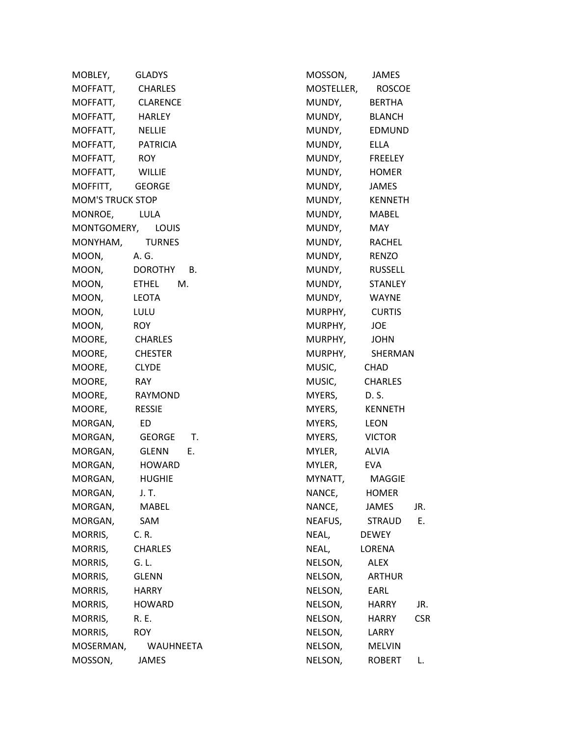MOBLEY, GLADYS
MOFFATT, CHARLES
MOFFATT, CLARENCE
MOFFATT, HARLEY
MOFFATT, NELLIE
MOFFATT, PATRICIA
MOFFATT, ROY
MOFFATT, WILLIE
MOFFITT, GEORGE
MOM'S TRUCK STOP
MONROE, LULA
MONTGOMERY, LOUIS
MONYHAM, TURNES
MOON, A. G.
MOON, DOROTHY B.
MOON, ETHEL M.
MOON, LEOTA
MOON, LULU
MOON, ROY
MOORE, CHARLES
MOORE, CHESTER
MOORE, CLYDE
MOORE, RAY
MOORE, RAYMOND
MOORE, RESSIE
MORGAN, ED
MORGAN, GEORGE T.
MORGAN, GLENN E.
MORGAN, HOWARD
MORGAN, HUGHIE
MORGAN, J. T.
MORGAN, MABEL
MORGAN, SAM
MORRIS, C. R.
MORRIS, CHARLES
MORRIS, G. L.
MORRIS, GLENN
MORRIS, HARRY
MORRIS, HOWARD
MORRIS, R. E.
MORRIS, ROY
MOSERMAN, WAUHNEETA
MOSSON, JAMES
MOSSON, JAMES
MOSTELLER, ROSCOE
MUNDY, BERTHA
MUNDY, BLANCH
MUNDY, EDMUND
MUNDY, ELLA
MUNDY, FREELEY
MUNDY, HOMER
MUNDY, JAMES
MUNDY, KENNETH
MUNDY, MABEL
MUNDY, MAY
MUNDY, RACHEL
MUNDY, RENZO
MUNDY, RUSSELL
MUNDY, STANLEY
MUNDY, WAYNE
MURPHY, CURTIS
MURPHY, JOE
MURPHY, JOHN
MURPHY, SHERMAN
MUSIC, CHAD
MUSIC, CHARLES
MYERS, D. S.
MYERS, KENNETH
MYERS, LEON
MYERS, VICTOR
MYLER, ALVIA
MYLER, EVA
MYNATT, MAGGIE
NANCE, HOMER
NANCE, JAMES JR.
NEAFUS, STRAUD E.
NEAL, DEWEY
NEAL, LORENA
NELSON, ALEX
NELSON, ARTHUR
NELSON, EARL
NELSON, HARRY JR.
NELSON, HARRY CSR
NELSON, LARRY
NELSON, MELVIN
NELSON, ROBERT L.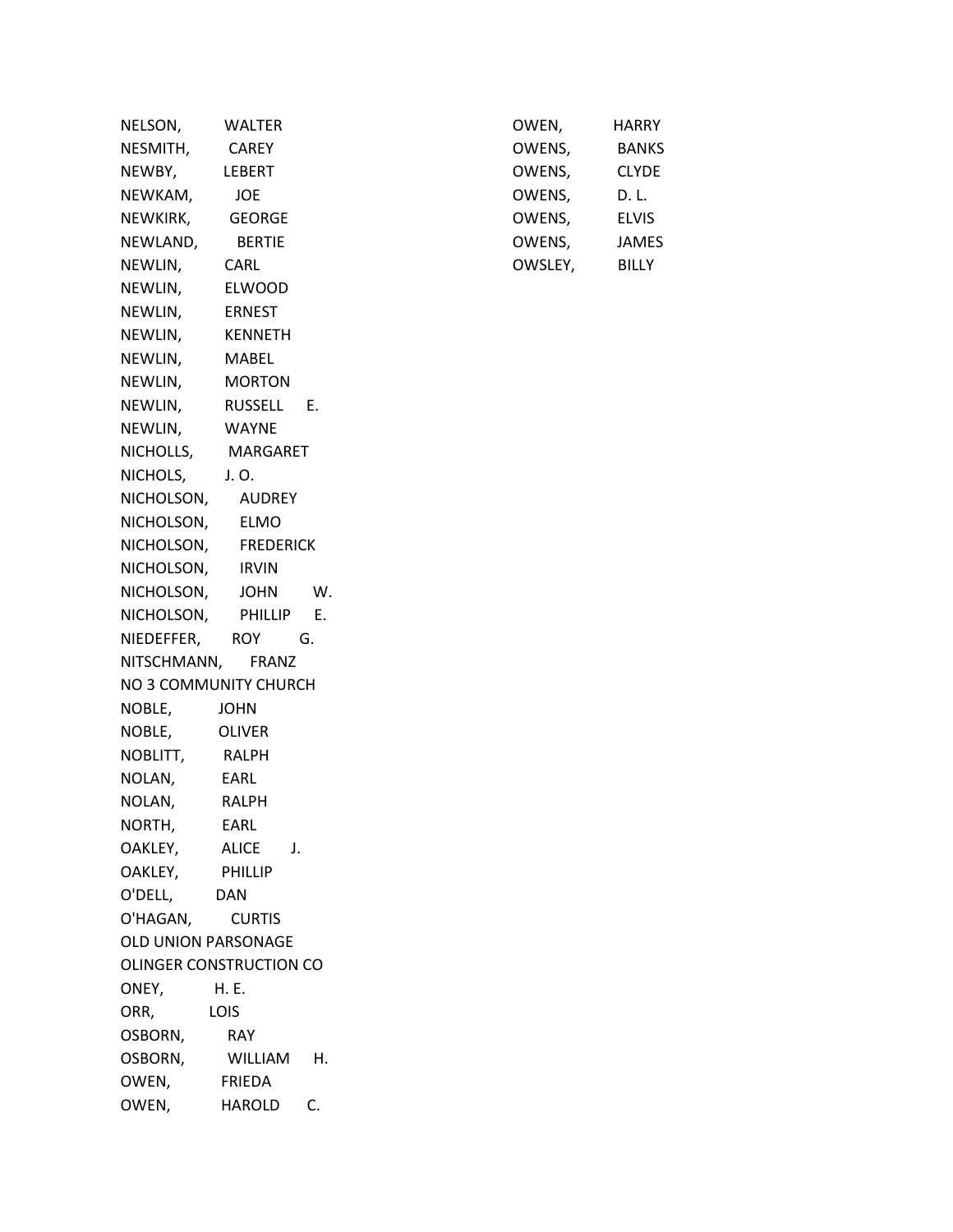NELSON, WALTER
NESMITH, CAREY
NEWBY, LEBERT
NEWKAM, JOE
NEWKIRK, GEORGE
NEWLAND, BERTIE
NEWLIN, CARL
NEWLIN, ELWOOD
NEWLIN, ERNEST
NEWLIN, KENNETH
NEWLIN, MABEL
NEWLIN, MORTON
NEWLIN, RUSSELL E.
NEWLIN, WAYNE
NICHOLLS, MARGARET
NICHOLS, J. O.
NICHOLSON, AUDREY
NICHOLSON, ELMO
NICHOLSON, FREDERICK
NICHOLSON, IRVIN
NICHOLSON, JOHN W.
NICHOLSON, PHILLIP E.
NIEDEFFER, ROY G.
NITSCHMANN, FRANZ
NO 3 COMMUNITY CHURCH
NOBLE, JOHN
NOBLE, OLIVER
NOBLITT, RALPH
NOLAN, EARL
NOLAN, RALPH
NORTH, EARL
OAKLEY, ALICE J.
OAKLEY, PHILLIP
O'DELL, DAN
O'HAGAN, CURTIS
OLD UNION PARSONAGE
OLINGER CONSTRUCTION CO
ONEY, H. E.
ORR, LOIS
OSBORN, RAY
OSBORN, WILLIAM H.
OWEN, FRIEDA
OWEN, HAROLD C.
OWEN, HARRY
OWENS, BANKS
OWENS, CLYDE
OWENS, D. L.
OWENS, ELVIS
OWENS, JAMES
OWSLEY, BILLY